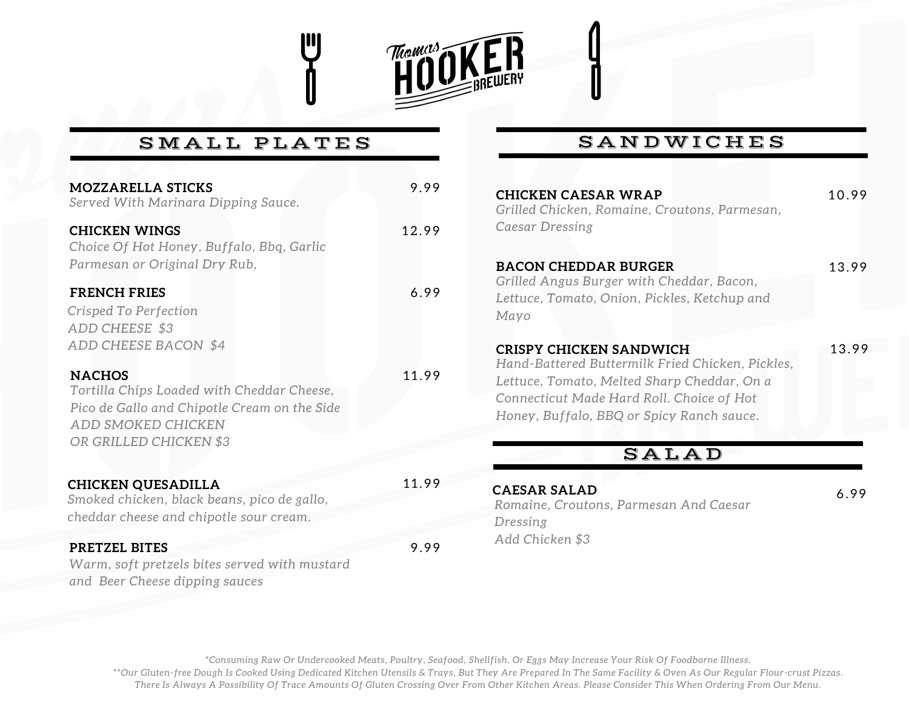# Thomas HOOKER BREWERY

## SMALL PLATES

**MOZZARELLA STICKS** 9.99
*Served With Marinara Dipping Sauce.*

**CHICKEN WINGS** 12.99
*Choice Of Hot Honey, Buffalo, Bbq, Garlic Parmesan or Original Dry Rub,*

**FRENCH FRIES** 6.99
*Crisped To Perfection*
*ADD CHEESE $3*
*ADD CHEESE BACON $4*

**NACHOS** 11.99
*Tortilla Chips Loaded with Cheddar Cheese, Pico de Gallo and Chipotle Cream on the Side*
*ADD SMOKED CHICKEN OR GRILLED CHICKEN $3*

**CHICKEN QUESADILLA** 11.99
*Smoked chicken, black beans, pico de gallo, cheddar cheese and chipotle sour cream.*

**PRETZEL BITES** 9.99
*Warm, soft pretzels bites served with mustard and Beer Cheese dipping sauces*

## SANDWICHES

**CHICKEN CAESAR WRAP** 10.99
*Grilled Chicken, Romaine, Croutons, Parmesan, Caesar Dressing*

**BACON CHEDDAR BURGER** 13.99
*Grilled Angus Burger with Cheddar, Bacon, Lettuce, Tomato, Onion, Pickles, Ketchup and Mayo*

**CRISPY CHICKEN SANDWICH** 13.99
*Hand-Battered Buttermilk Fried Chicken, Pickles, Lettuce, Tomato, Melted Sharp Cheddar, On a Connecticut Made Hard Roll. Choice of Hot Honey, Buffalo, BBQ or Spicy Ranch sauce.*

## SALAD

**CAESAR SALAD** 6.99
*Romaine, Croutons, Parmesan And Caesar Dressing*
*Add Chicken $3*

*\*Consuming Raw Or Undercooked Meats, Poultry, Seafood, Shellfish, Or Eggs May Increase Your Risk Of Foodborne Illness.*
*\*\*Our Gluten-free Dough Is Cooked Using Dedicated Kitchen Utensils & Trays, But They Are Prepared In The Same Facility & Oven As Our Regular Flour-crust Pizzas. There Is Always A Possibility Of Trace Amounts Of Gluten Crossing Over From Other Kitchen Areas. Please Consider This When Ordering From Our Menu.*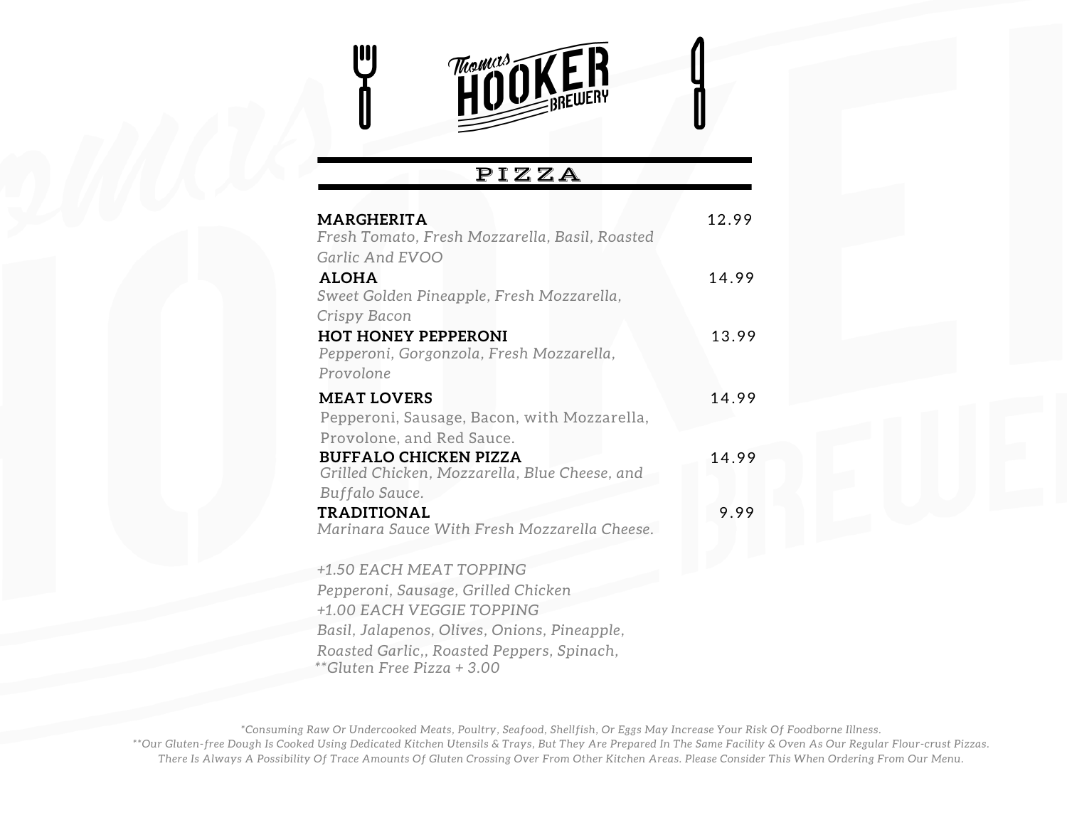Thomas HOOKER BREWERY

## PIZZA

**MARGHERITA** 12.99
*Fresh Tomato, Fresh Mozzarella, Basil, Roasted Garlic And EVOO*

**ALOHA** 14.99
*Sweet Golden Pineapple, Fresh Mozzarella, Crispy Bacon*

**HOT HONEY PEPPERONI** 13.99
*Pepperoni, Gorgonzola, Fresh Mozzarella, Provolone*

**MEAT LOVERS** 14.99
Pepperoni, Sausage, Bacon, with Mozzarella, Provolone, and Red Sauce.

**BUFFALO CHICKEN PIZZA** 14.99
*Grilled Chicken, Mozzarella, Blue Cheese, and Buffalo Sauce.*

**TRADITIONAL** 9.99
*Marinara Sauce With Fresh Mozzarella Cheese.*

*+1.50 EACH MEAT TOPPING*
*Pepperoni, Sausage, Grilled Chicken*
*+1.00 EACH VEGGIE TOPPING*
*Basil, Jalapenos, Olives, Onions, Pineapple, Roasted Garlic,, Roasted Peppers, Spinach,*
*\*\*Gluten Free Pizza + 3.00*

*\*Consuming Raw Or Undercooked Meats, Poultry, Seafood, Shellfish, Or Eggs May Increase Your Risk Of Foodborne Illness.*
*\*\*Our Gluten-free Dough Is Cooked Using Dedicated Kitchen Utensils & Trays, But They Are Prepared In The Same Facility & Oven As Our Regular Flour-crust Pizzas. There Is Always A Possibility Of Trace Amounts Of Gluten Crossing Over From Other Kitchen Areas. Please Consider This When Ordering From Our Menu.*